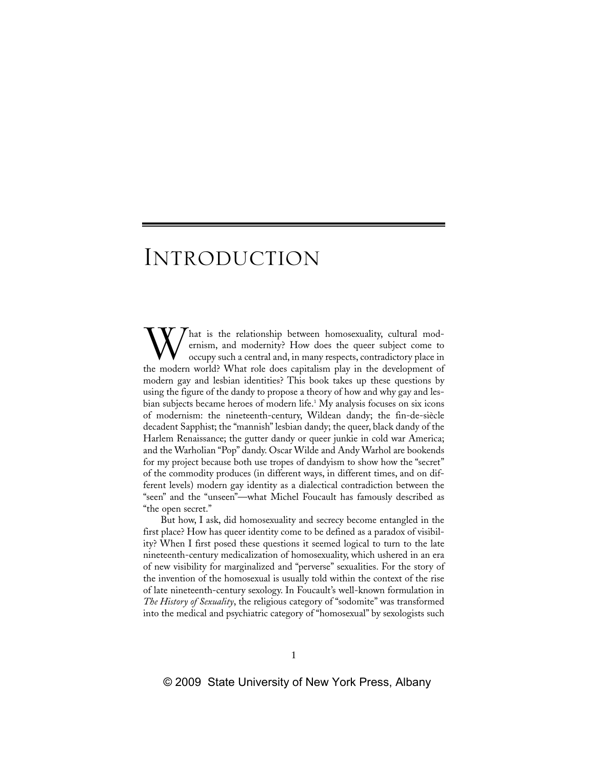# Introduction

What is the relationship between homosexuality, cultural modernism, and modernity? How does the queer subject come to occupy such a central and, in many respects, contradictory place in the modern world? What role does capitalism play in the development of modern gay and lesbian identities? This book takes up these questions by using the figure of the dandy to propose a theory of how and why gay and lesbian subjects became heroes of modern life.[1] My analysis focuses on six icons of modernism: the nineteenth-century, Wildean dandy; the fin-de-siècle decadent Sapphist; the "mannish" lesbian dandy; the queer, black dandy of the Harlem Renaissance; the gutter dandy or queer junkie in cold war America; and the Warholian "Pop" dandy. Oscar Wilde and Andy Warhol are bookends for my project because both use tropes of dandyism to show how the "secret" of the commodity produces (in different ways, in different times, and on different levels) modern gay identity as a dialectical contradiction between the "seen" and the "unseen"—what Michel Foucault has famously described as "the open secret."

But how, I ask, did homosexuality and secrecy become entangled in the first place? How has queer identity come to be defined as a paradox of visibility? When I first posed these questions it seemed logical to turn to the late nineteenth-century medicalization of homosexuality, which ushered in an era of new visibility for marginalized and "perverse" sexualities. For the story of the invention of the homosexual is usually told within the context of the rise of late nineteenth-century sexology. In Foucault's well-known formulation in *The History of Sexuality*, the religious category of "sodomite" was transformed into the medical and psychiatric category of "homosexual" by sexologists such

© 2009 State University of New York Press, Albany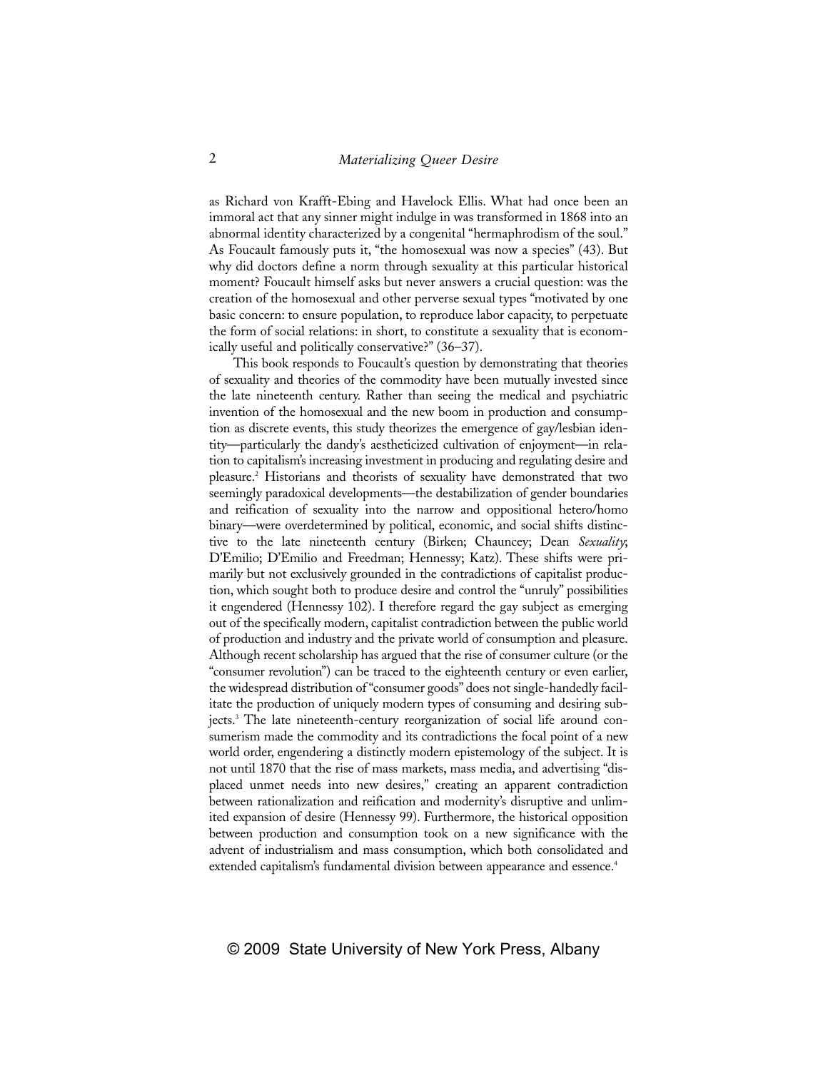as Richard von Krafft-Ebing and Havelock Ellis. What had once been an immoral act that any sinner might indulge in was transformed in 1868 into an abnormal identity characterized by a congenital "hermaphrodism of the soul." As Foucault famously puts it, "the homosexual was now a species" (43). But why did doctors define a norm through sexuality at this particular historical moment? Foucault himself asks but never answers a crucial question: was the creation of the homosexual and other perverse sexual types "motivated by one basic concern: to ensure population, to reproduce labor capacity, to perpetuate the form of social relations: in short, to constitute a sexuality that is economically useful and politically conservative?" (36–37).

This book responds to Foucault's question by demonstrating that theories of sexuality and theories of the commodity have been mutually invested since the late nineteenth century. Rather than seeing the medical and psychiatric invention of the homosexual and the new boom in production and consumption as discrete events, this study theorizes the emergence of gay/lesbian identity—particularly the dandy's aestheticized cultivation of enjoyment—in relation to capitalism's increasing investment in producing and regulating desire and pleasure.[2] Historians and theorists of sexuality have demonstrated that two seemingly paradoxical developments—the destabilization of gender boundaries and reification of sexuality into the narrow and oppositional hetero/homo binary—were overdetermined by political, economic, and social shifts distinctive to the late nineteenth century (Birken; Chauncey; Dean *Sexuality*; D'Emilio; D'Emilio and Freedman; Hennessy; Katz). These shifts were primarily but not exclusively grounded in the contradictions of capitalist production, which sought both to produce desire and control the "unruly" possibilities it engendered (Hennessy 102). I therefore regard the gay subject as emerging out of the specifically modern, capitalist contradiction between the public world of production and industry and the private world of consumption and pleasure. Although recent scholarship has argued that the rise of consumer culture (or the "consumer revolution") can be traced to the eighteenth century or even earlier, the widespread distribution of "consumer goods" does not single-handedly facilitate the production of uniquely modern types of consuming and desiring subjects.[3] The late nineteenth-century reorganization of social life around consumerism made the commodity and its contradictions the focal point of a new world order, engendering a distinctly modern epistemology of the subject. It is not until 1870 that the rise of mass markets, mass media, and advertising "displaced unmet needs into new desires," creating an apparent contradiction between rationalization and reification and modernity's disruptive and unlimited expansion of desire (Hennessy 99). Furthermore, the historical opposition between production and consumption took on a new significance with the advent of industrialism and mass consumption, which both consolidated and extended capitalism's fundamental division between appearance and essence.[4]

© 2009 State University of New York Press, Albany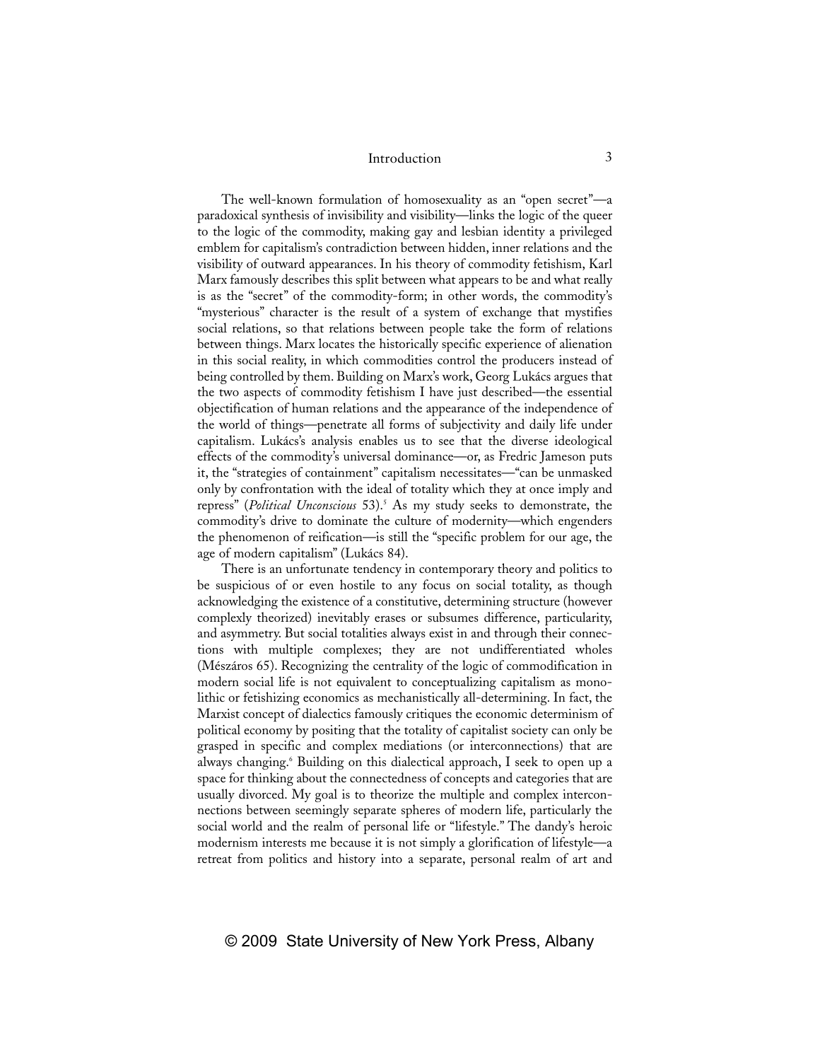The well-known formulation of homosexuality as an "open secret"—a paradoxical synthesis of invisibility and visibility—links the logic of the queer to the logic of the commodity, making gay and lesbian identity a privileged emblem for capitalism's contradiction between hidden, inner relations and the visibility of outward appearances. In his theory of commodity fetishism, Karl Marx famously describes this split between what appears to be and what really is as the "secret" of the commodity-form; in other words, the commodity's "mysterious" character is the result of a system of exchange that mystifies social relations, so that relations between people take the form of relations between things. Marx locates the historically specific experience of alienation in this social reality, in which commodities control the producers instead of being controlled by them. Building on Marx's work, Georg Lukács argues that the two aspects of commodity fetishism I have just described—the essential objectification of human relations and the appearance of the independence of the world of things—penetrate all forms of subjectivity and daily life under capitalism. Lukács's analysis enables us to see that the diverse ideological effects of the commodity's universal dominance—or, as Fredric Jameson puts it, the "strategies of containment" capitalism necessitates—"can be unmasked only by confrontation with the ideal of totality which they at once imply and repress" (*Political Unconscious* 53).[5] As my study seeks to demonstrate, the commodity's drive to dominate the culture of modernity—which engenders the phenomenon of reification—is still the "specific problem for our age, the age of modern capitalism" (Lukács 84).

There is an unfortunate tendency in contemporary theory and politics to be suspicious of or even hostile to any focus on social totality, as though acknowledging the existence of a constitutive, determining structure (however complexly theorized) inevitably erases or subsumes difference, particularity, and asymmetry. But social totalities always exist in and through their connections with multiple complexes; they are not undifferentiated wholes (Mészáros 65). Recognizing the centrality of the logic of commodification in modern social life is not equivalent to conceptualizing capitalism as monolithic or fetishizing economics as mechanistically all-determining. In fact, the Marxist concept of dialectics famously critiques the economic determinism of political economy by positing that the totality of capitalist society can only be grasped in specific and complex mediations (or interconnections) that are always changing.[6] Building on this dialectical approach, I seek to open up a space for thinking about the connectedness of concepts and categories that are usually divorced. My goal is to theorize the multiple and complex interconnections between seemingly separate spheres of modern life, particularly the social world and the realm of personal life or "lifestyle." The dandy's heroic modernism interests me because it is not simply a glorification of lifestyle—a retreat from politics and history into a separate, personal realm of art and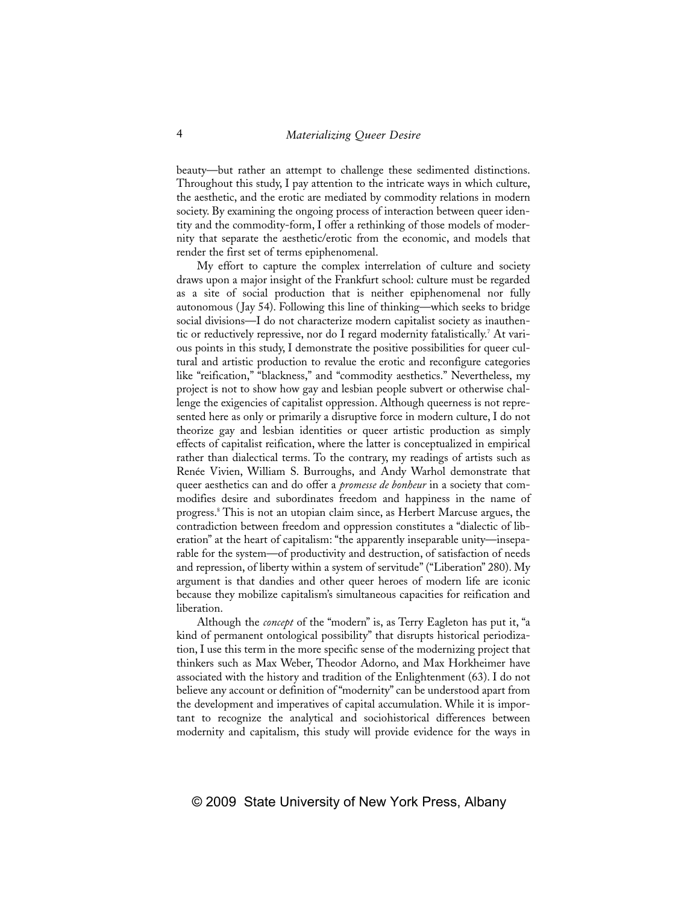beauty—but rather an attempt to challenge these sedimented distinctions. Throughout this study, I pay attention to the intricate ways in which culture, the aesthetic, and the erotic are mediated by commodity relations in modern society. By examining the ongoing process of interaction between queer identity and the commodity-form, I offer a rethinking of those models of modernity that separate the aesthetic/erotic from the economic, and models that render the first set of terms epiphenomenal.

My effort to capture the complex interrelation of culture and society draws upon a major insight of the Frankfurt school: culture must be regarded as a site of social production that is neither epiphenomenal nor fully autonomous (Jay 54). Following this line of thinking—which seeks to bridge social divisions—I do not characterize modern capitalist society as inauthentic or reductively repressive, nor do I regard modernity fatalistically.[7] At various points in this study, I demonstrate the positive possibilities for queer cultural and artistic production to revalue the erotic and reconfigure categories like "reification," "blackness," and "commodity aesthetics." Nevertheless, my project is not to show how gay and lesbian people subvert or otherwise challenge the exigencies of capitalist oppression. Although queerness is not represented here as only or primarily a disruptive force in modern culture, I do not theorize gay and lesbian identities or queer artistic production as simply effects of capitalist reification, where the latter is conceptualized in empirical rather than dialectical terms. To the contrary, my readings of artists such as Renée Vivien, William S. Burroughs, and Andy Warhol demonstrate that queer aesthetics can and do offer a *promesse de bonheur* in a society that commodifies desire and subordinates freedom and happiness in the name of progress.[8] This is not an utopian claim since, as Herbert Marcuse argues, the contradiction between freedom and oppression constitutes a "dialectic of liberation" at the heart of capitalism: "the apparently inseparable unity—inseparable for the system—of productivity and destruction, of satisfaction of needs and repression, of liberty within a system of servitude" ("Liberation" 280). My argument is that dandies and other queer heroes of modern life are iconic because they mobilize capitalism's simultaneous capacities for reification and liberation.

Although the *concept* of the "modern" is, as Terry Eagleton has put it, "a kind of permanent ontological possibility" that disrupts historical periodization, I use this term in the more specific sense of the modernizing project that thinkers such as Max Weber, Theodor Adorno, and Max Horkheimer have associated with the history and tradition of the Enlightenment (63). I do not believe any account or definition of "modernity" can be understood apart from the development and imperatives of capital accumulation. While it is important to recognize the analytical and sociohistorical differences between modernity and capitalism, this study will provide evidence for the ways in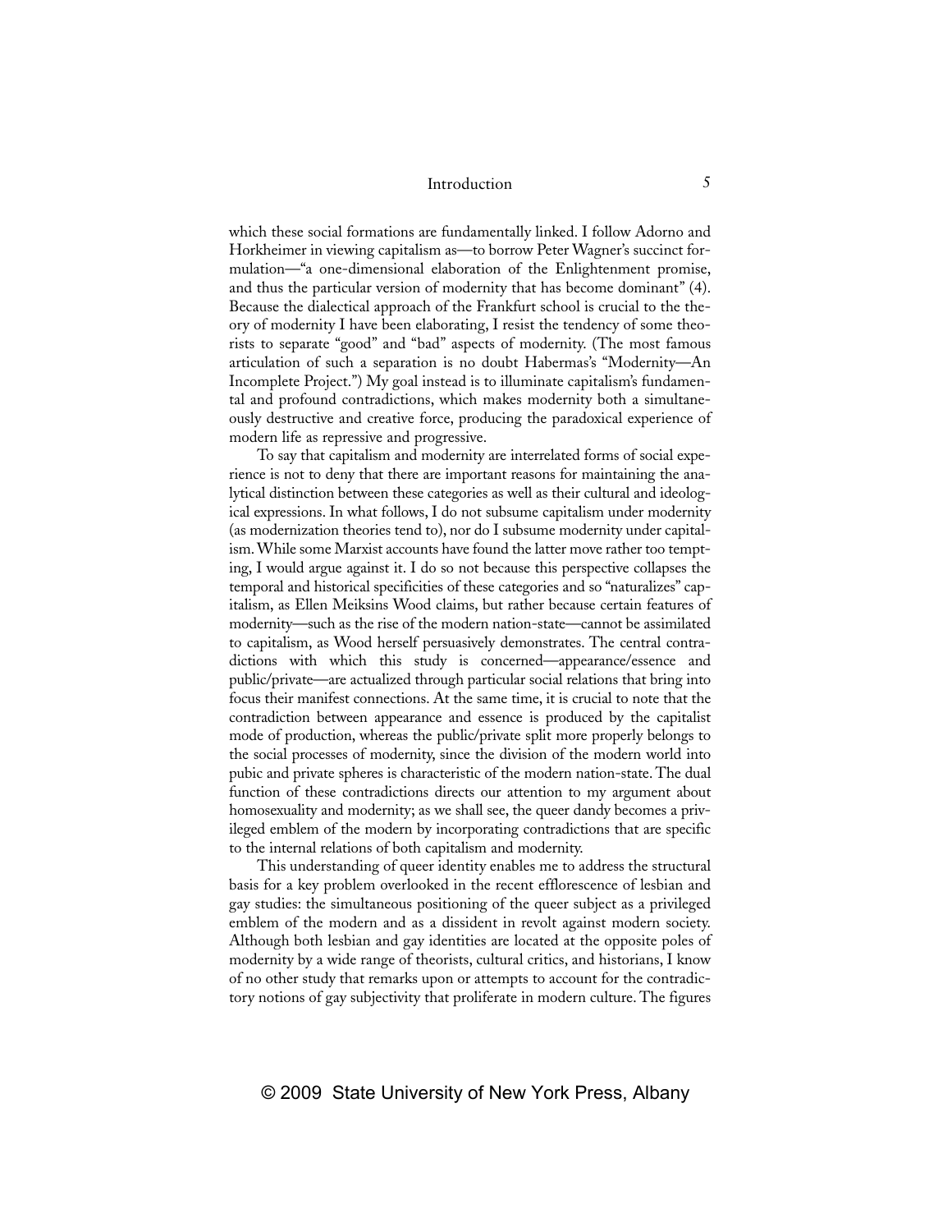which these social formations are fundamentally linked. I follow Adorno and Horkheimer in viewing capitalism as—to borrow Peter Wagner's succinct formulation—"a one-dimensional elaboration of the Enlightenment promise, and thus the particular version of modernity that has become dominant" (4). Because the dialectical approach of the Frankfurt school is crucial to the theory of modernity I have been elaborating, I resist the tendency of some theorists to separate "good" and "bad" aspects of modernity. (The most famous articulation of such a separation is no doubt Habermas's "Modernity—An Incomplete Project.") My goal instead is to illuminate capitalism's fundamental and profound contradictions, which makes modernity both a simultaneously destructive and creative force, producing the paradoxical experience of modern life as repressive and progressive.

To say that capitalism and modernity are interrelated forms of social experience is not to deny that there are important reasons for maintaining the analytical distinction between these categories as well as their cultural and ideological expressions. In what follows, I do not subsume capitalism under modernity (as modernization theories tend to), nor do I subsume modernity under capitalism. While some Marxist accounts have found the latter move rather too tempting, I would argue against it. I do so not because this perspective collapses the temporal and historical specificities of these categories and so "naturalizes" capitalism, as Ellen Meiksins Wood claims, but rather because certain features of modernity—such as the rise of the modern nation-state—cannot be assimilated to capitalism, as Wood herself persuasively demonstrates. The central contradictions with which this study is concerned—appearance/essence and public/private—are actualized through particular social relations that bring into focus their manifest connections. At the same time, it is crucial to note that the contradiction between appearance and essence is produced by the capitalist mode of production, whereas the public/private split more properly belongs to the social processes of modernity, since the division of the modern world into pubic and private spheres is characteristic of the modern nation-state. The dual function of these contradictions directs our attention to my argument about homosexuality and modernity; as we shall see, the queer dandy becomes a privileged emblem of the modern by incorporating contradictions that are specific to the internal relations of both capitalism and modernity.

This understanding of queer identity enables me to address the structural basis for a key problem overlooked in the recent efflorescence of lesbian and gay studies: the simultaneous positioning of the queer subject as a privileged emblem of the modern and as a dissident in revolt against modern society. Although both lesbian and gay identities are located at the opposite poles of modernity by a wide range of theorists, cultural critics, and historians, I know of no other study that remarks upon or attempts to account for the contradictory notions of gay subjectivity that proliferate in modern culture. The figures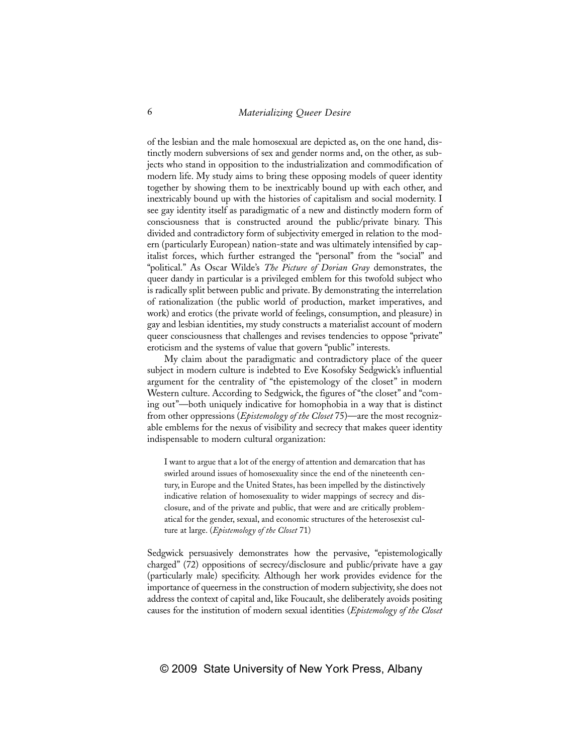of the lesbian and the male homosexual are depicted as, on the one hand, distinctly modern subversions of sex and gender norms and, on the other, as subjects who stand in opposition to the industrialization and commodification of modern life. My study aims to bring these opposing models of queer identity together by showing them to be inextricably bound up with each other, and inextricably bound up with the histories of capitalism and social modernity. I see gay identity itself as paradigmatic of a new and distinctly modern form of consciousness that is constructed around the public/private binary. This divided and contradictory form of subjectivity emerged in relation to the modern (particularly European) nation-state and was ultimately intensified by capitalist forces, which further estranged the "personal" from the "social" and "political." As Oscar Wilde's *The Picture of Dorian Gray* demonstrates, the queer dandy in particular is a privileged emblem for this twofold subject who is radically split between public and private. By demonstrating the interrelation of rationalization (the public world of production, market imperatives, and work) and erotics (the private world of feelings, consumption, and pleasure) in gay and lesbian identities, my study constructs a materialist account of modern queer consciousness that challenges and revises tendencies to oppose "private" eroticism and the systems of value that govern "public" interests.

My claim about the paradigmatic and contradictory place of the queer subject in modern culture is indebted to Eve Kosofsky Sedgwick's influential argument for the centrality of "the epistemology of the closet" in modern Western culture. According to Sedgwick, the figures of "the closet" and "coming out"—both uniquely indicative for homophobia in a way that is distinct from other oppressions (*Epistemology of the Closet* 75)—are the most recognizable emblems for the nexus of visibility and secrecy that makes queer identity indispensable to modern cultural organization:

> I want to argue that a lot of the energy of attention and demarcation that has swirled around issues of homosexuality since the end of the nineteenth century, in Europe and the United States, has been impelled by the distinctively indicative relation of homosexuality to wider mappings of secrecy and disclosure, and of the private and public, that were and are critically problematical for the gender, sexual, and economic structures of the heterosexist culture at large. (*Epistemology of the Closet* 71)

Sedgwick persuasively demonstrates how the pervasive, "epistemologically charged" (72) oppositions of secrecy/disclosure and public/private have a gay (particularly male) specificity. Although her work provides evidence for the importance of queerness in the construction of modern subjectivity, she does not address the context of capital and, like Foucault, she deliberately avoids positing causes for the institution of modern sexual identities (*Epistemology of the Closet*

© 2009 State University of New York Press, Albany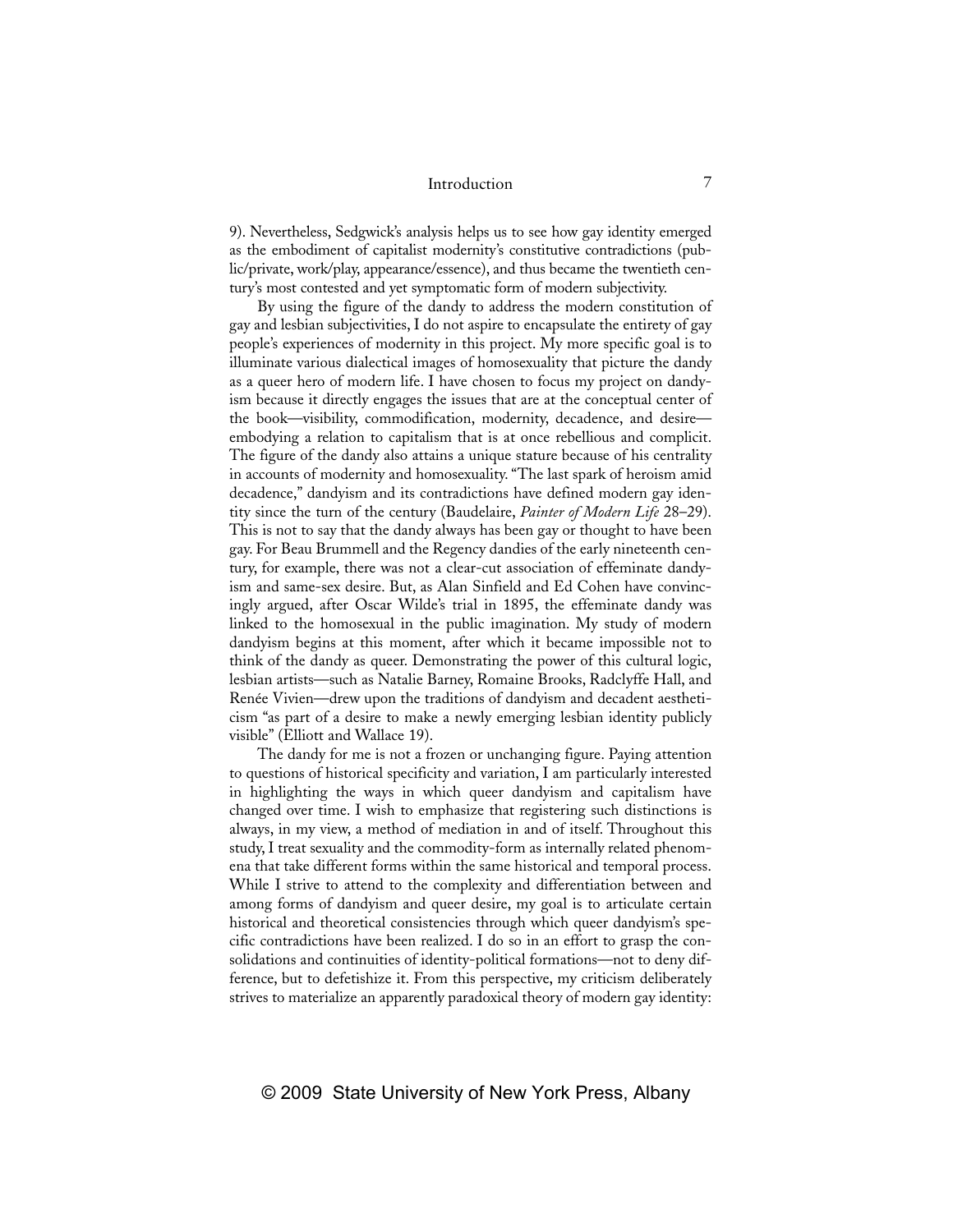9). Nevertheless, Sedgwick's analysis helps us to see how gay identity emerged as the embodiment of capitalist modernity's constitutive contradictions (public/private, work/play, appearance/essence), and thus became the twentieth century's most contested and yet symptomatic form of modern subjectivity.

By using the figure of the dandy to address the modern constitution of gay and lesbian subjectivities, I do not aspire to encapsulate the entirety of gay people's experiences of modernity in this project. My more specific goal is to illuminate various dialectical images of homosexuality that picture the dandy as a queer hero of modern life. I have chosen to focus my project on dandyism because it directly engages the issues that are at the conceptual center of the book—visibility, commodification, modernity, decadence, and desire—embodying a relation to capitalism that is at once rebellious and complicit. The figure of the dandy also attains a unique stature because of his centrality in accounts of modernity and homosexuality. "The last spark of heroism amid decadence," dandyism and its contradictions have defined modern gay identity since the turn of the century (Baudelaire, *Painter of Modern Life* 28–29). This is not to say that the dandy always has been gay or thought to have been gay. For Beau Brummell and the Regency dandies of the early nineteenth century, for example, there was not a clear-cut association of effeminate dandyism and same-sex desire. But, as Alan Sinfield and Ed Cohen have convincingly argued, after Oscar Wilde's trial in 1895, the effeminate dandy was linked to the homosexual in the public imagination. My study of modern dandyism begins at this moment, after which it became impossible not to think of the dandy as queer. Demonstrating the power of this cultural logic, lesbian artists—such as Natalie Barney, Romaine Brooks, Radclyffe Hall, and Renée Vivien—drew upon the traditions of dandyism and decadent aestheticism "as part of a desire to make a newly emerging lesbian identity publicly visible" (Elliott and Wallace 19).

The dandy for me is not a frozen or unchanging figure. Paying attention to questions of historical specificity and variation, I am particularly interested in highlighting the ways in which queer dandyism and capitalism have changed over time. I wish to emphasize that registering such distinctions is always, in my view, a method of mediation in and of itself. Throughout this study, I treat sexuality and the commodity-form as internally related phenomena that take different forms within the same historical and temporal process. While I strive to attend to the complexity and differentiation between and among forms of dandyism and queer desire, my goal is to articulate certain historical and theoretical consistencies through which queer dandyism's specific contradictions have been realized. I do so in an effort to grasp the consolidations and continuities of identity-political formations—not to deny difference, but to defetishize it. From this perspective, my criticism deliberately strives to materialize an apparently paradoxical theory of modern gay identity: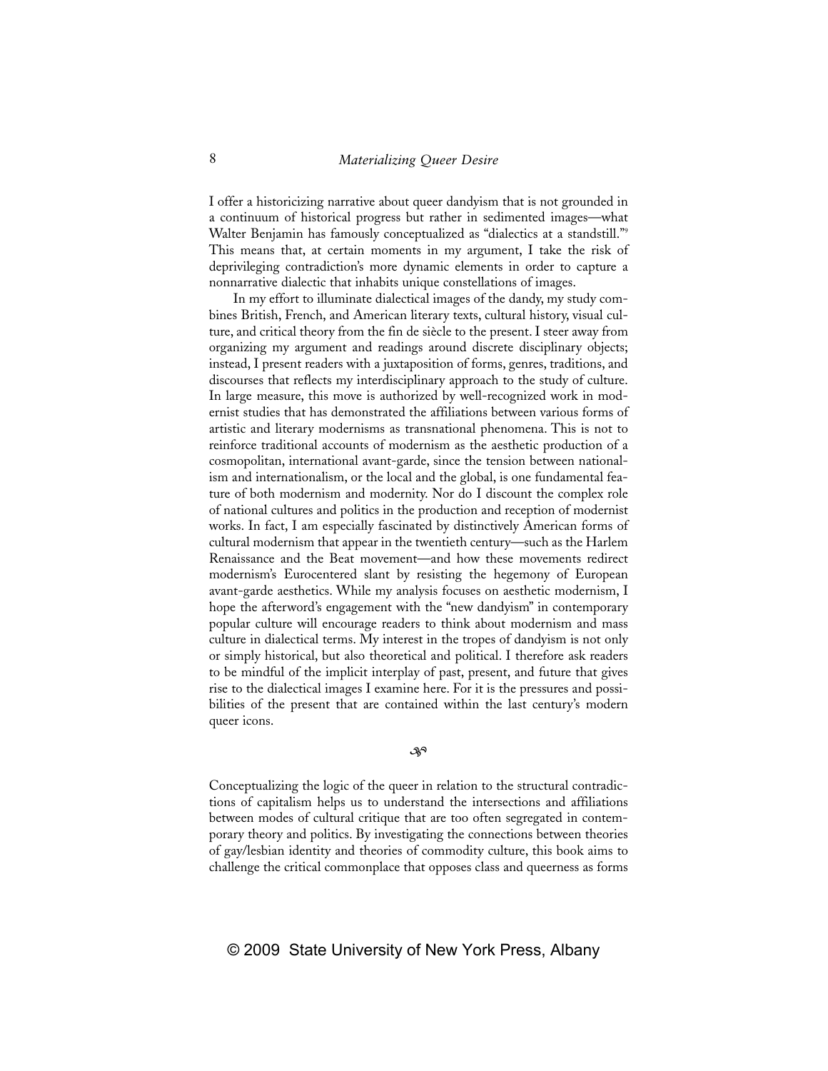I offer a historicizing narrative about queer dandyism that is not grounded in a continuum of historical progress but rather in sedimented images—what Walter Benjamin has famously conceptualized as "dialectics at a standstill."[9] This means that, at certain moments in my argument, I take the risk of deprivileging contradiction's more dynamic elements in order to capture a nonnarrative dialectic that inhabits unique constellations of images.

In my effort to illuminate dialectical images of the dandy, my study combines British, French, and American literary texts, cultural history, visual culture, and critical theory from the fin de siècle to the present. I steer away from organizing my argument and readings around discrete disciplinary objects; instead, I present readers with a juxtaposition of forms, genres, traditions, and discourses that reflects my interdisciplinary approach to the study of culture. In large measure, this move is authorized by well-recognized work in modernist studies that has demonstrated the affiliations between various forms of artistic and literary modernisms as transnational phenomena. This is not to reinforce traditional accounts of modernism as the aesthetic production of a cosmopolitan, international avant-garde, since the tension between nationalism and internationalism, or the local and the global, is one fundamental feature of both modernism and modernity. Nor do I discount the complex role of national cultures and politics in the production and reception of modernist works. In fact, I am especially fascinated by distinctively American forms of cultural modernism that appear in the twentieth century—such as the Harlem Renaissance and the Beat movement—and how these movements redirect modernism's Eurocentered slant by resisting the hegemony of European avant-garde aesthetics. While my analysis focuses on aesthetic modernism, I hope the afterword's engagement with the "new dandyism" in contemporary popular culture will encourage readers to think about modernism and mass culture in dialectical terms. My interest in the tropes of dandyism is not only or simply historical, but also theoretical and political. I therefore ask readers to be mindful of the implicit interplay of past, present, and future that gives rise to the dialectical images I examine here. For it is the pressures and possibilities of the present that are contained within the last century's modern queer icons.

Conceptualizing the logic of the queer in relation to the structural contradictions of capitalism helps us to understand the intersections and affiliations between modes of cultural critique that are too often segregated in contemporary theory and politics. By investigating the connections between theories of gay/lesbian identity and theories of commodity culture, this book aims to challenge the critical commonplace that opposes class and queerness as forms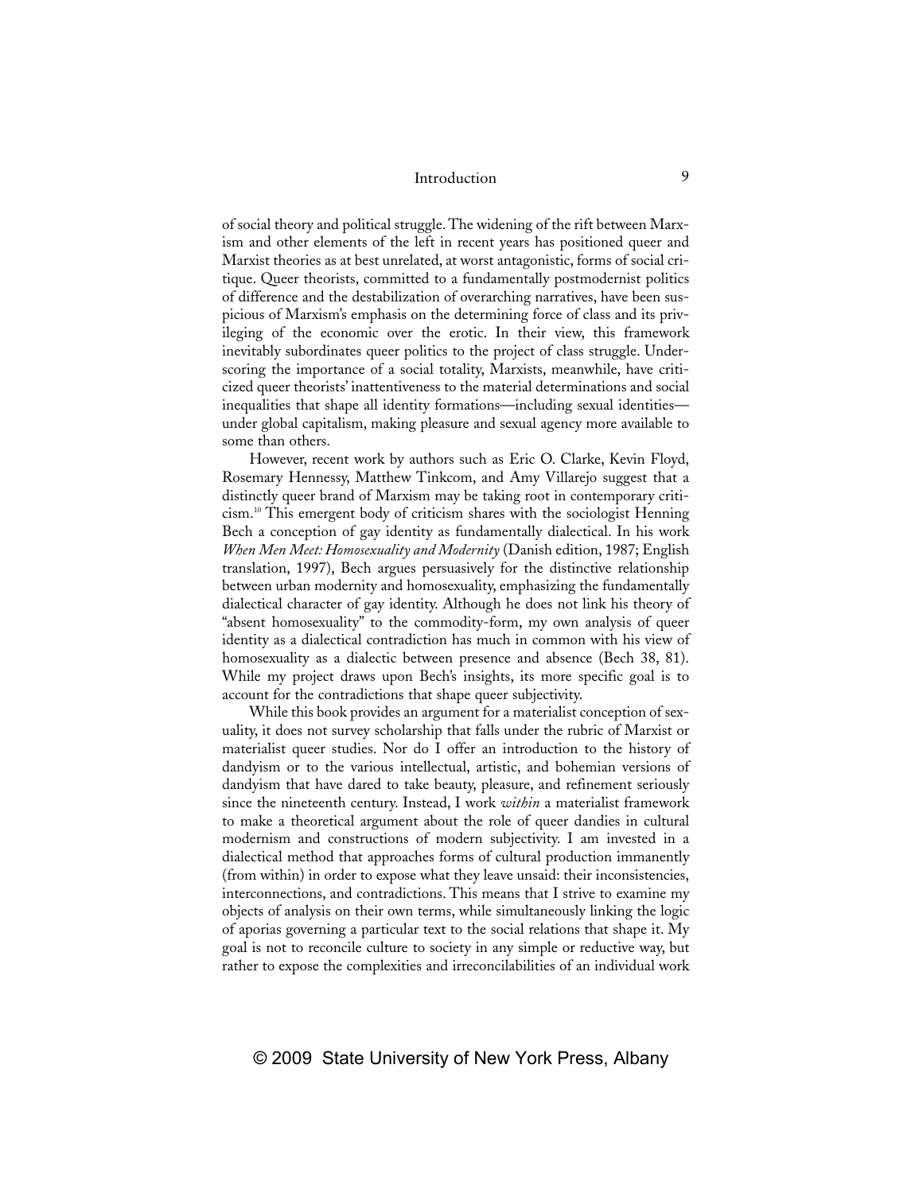of social theory and political struggle. The widening of the rift between Marxism and other elements of the left in recent years has positioned queer and Marxist theories as at best unrelated, at worst antagonistic, forms of social critique. Queer theorists, committed to a fundamentally postmodernist politics of difference and the destabilization of overarching narratives, have been suspicious of Marxism's emphasis on the determining force of class and its privileging of the economic over the erotic. In their view, this framework inevitably subordinates queer politics to the project of class struggle. Underscoring the importance of a social totality, Marxists, meanwhile, have criticized queer theorists' inattentiveness to the material determinations and social inequalities that shape all identity formations—including sexual identities—under global capitalism, making pleasure and sexual agency more available to some than others.

However, recent work by authors such as Eric O. Clarke, Kevin Floyd, Rosemary Hennessy, Matthew Tinkcom, and Amy Villarejo suggest that a distinctly queer brand of Marxism may be taking root in contemporary criticism.[10] This emergent body of criticism shares with the sociologist Henning Bech a conception of gay identity as fundamentally dialectical. In his work *When Men Meet: Homosexuality and Modernity* (Danish edition, 1987; English translation, 1997), Bech argues persuasively for the distinctive relationship between urban modernity and homosexuality, emphasizing the fundamentally dialectical character of gay identity. Although he does not link his theory of "absent homosexuality" to the commodity-form, my own analysis of queer identity as a dialectical contradiction has much in common with his view of homosexuality as a dialectic between presence and absence (Bech 38, 81). While my project draws upon Bech's insights, its more specific goal is to account for the contradictions that shape queer subjectivity.

While this book provides an argument for a materialist conception of sexuality, it does not survey scholarship that falls under the rubric of Marxist or materialist queer studies. Nor do I offer an introduction to the history of dandyism or to the various intellectual, artistic, and bohemian versions of dandyism that have dared to take beauty, pleasure, and refinement seriously since the nineteenth century. Instead, I work *within* a materialist framework to make a theoretical argument about the role of queer dandies in cultural modernism and constructions of modern subjectivity. I am invested in a dialectical method that approaches forms of cultural production immanently (from within) in order to expose what they leave unsaid: their inconsistencies, interconnections, and contradictions. This means that I strive to examine my objects of analysis on their own terms, while simultaneously linking the logic of aporias governing a particular text to the social relations that shape it. My goal is not to reconcile culture to society in any simple or reductive way, but rather to expose the complexities and irreconcilabilities of an individual work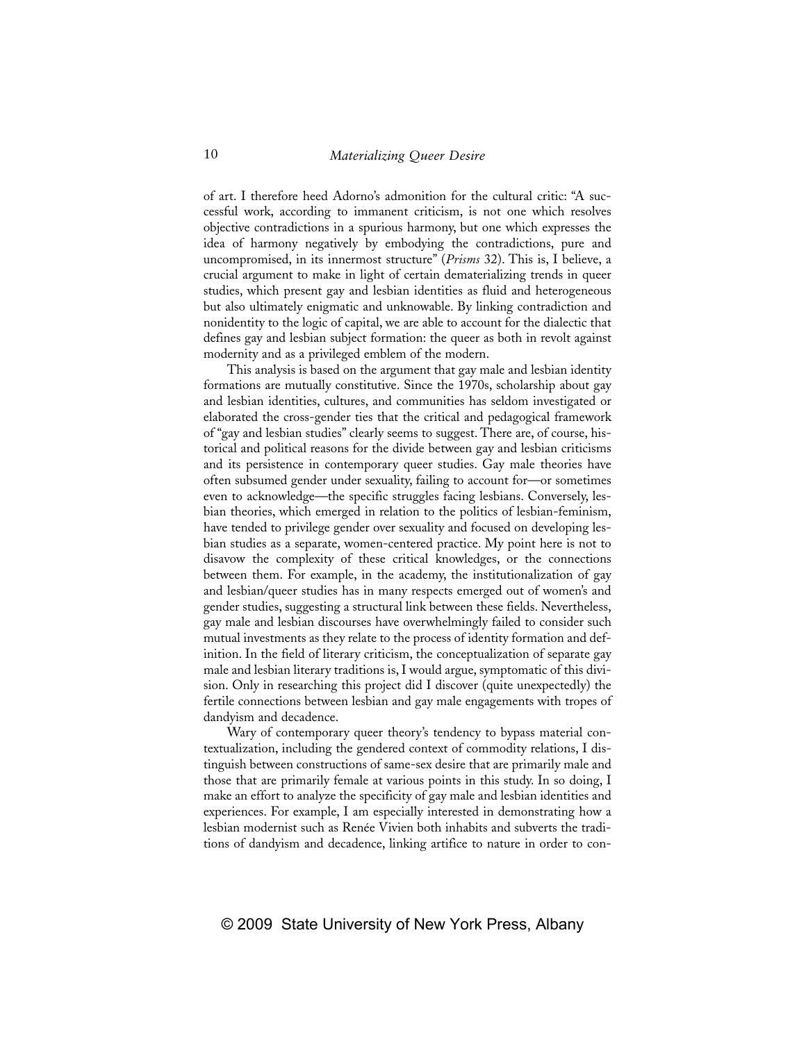of art. I therefore heed Adorno's admonition for the cultural critic: "A successful work, according to immanent criticism, is not one which resolves objective contradictions in a spurious harmony, but one which expresses the idea of harmony negatively by embodying the contradictions, pure and uncompromised, in its innermost structure" (*Prisms* 32). This is, I believe, a crucial argument to make in light of certain dematerializing trends in queer studies, which present gay and lesbian identities as fluid and heterogeneous but also ultimately enigmatic and unknowable. By linking contradiction and nonidentity to the logic of capital, we are able to account for the dialectic that defines gay and lesbian subject formation: the queer as both in revolt against modernity and as a privileged emblem of the modern.

This analysis is based on the argument that gay male and lesbian identity formations are mutually constitutive. Since the 1970s, scholarship about gay and lesbian identities, cultures, and communities has seldom investigated or elaborated the cross-gender ties that the critical and pedagogical framework of "gay and lesbian studies" clearly seems to suggest. There are, of course, historical and political reasons for the divide between gay and lesbian criticisms and its persistence in contemporary queer studies. Gay male theories have often subsumed gender under sexuality, failing to account for—or sometimes even to acknowledge—the specific struggles facing lesbians. Conversely, lesbian theories, which emerged in relation to the politics of lesbian-feminism, have tended to privilege gender over sexuality and focused on developing lesbian studies as a separate, women-centered practice. My point here is not to disavow the complexity of these critical knowledges, or the connections between them. For example, in the academy, the institutionalization of gay and lesbian/queer studies has in many respects emerged out of women's and gender studies, suggesting a structural link between these fields. Nevertheless, gay male and lesbian discourses have overwhelmingly failed to consider such mutual investments as they relate to the process of identity formation and definition. In the field of literary criticism, the conceptualization of separate gay male and lesbian literary traditions is, I would argue, symptomatic of this division. Only in researching this project did I discover (quite unexpectedly) the fertile connections between lesbian and gay male engagements with tropes of dandyism and decadence.

Wary of contemporary queer theory's tendency to bypass material contextualization, including the gendered context of commodity relations, I distinguish between constructions of same-sex desire that are primarily male and those that are primarily female at various points in this study. In so doing, I make an effort to analyze the specificity of gay male and lesbian identities and experiences. For example, I am especially interested in demonstrating how a lesbian modernist such as Renée Vivien both inhabits and subverts the traditions of dandyism and decadence, linking artifice to nature in order to con-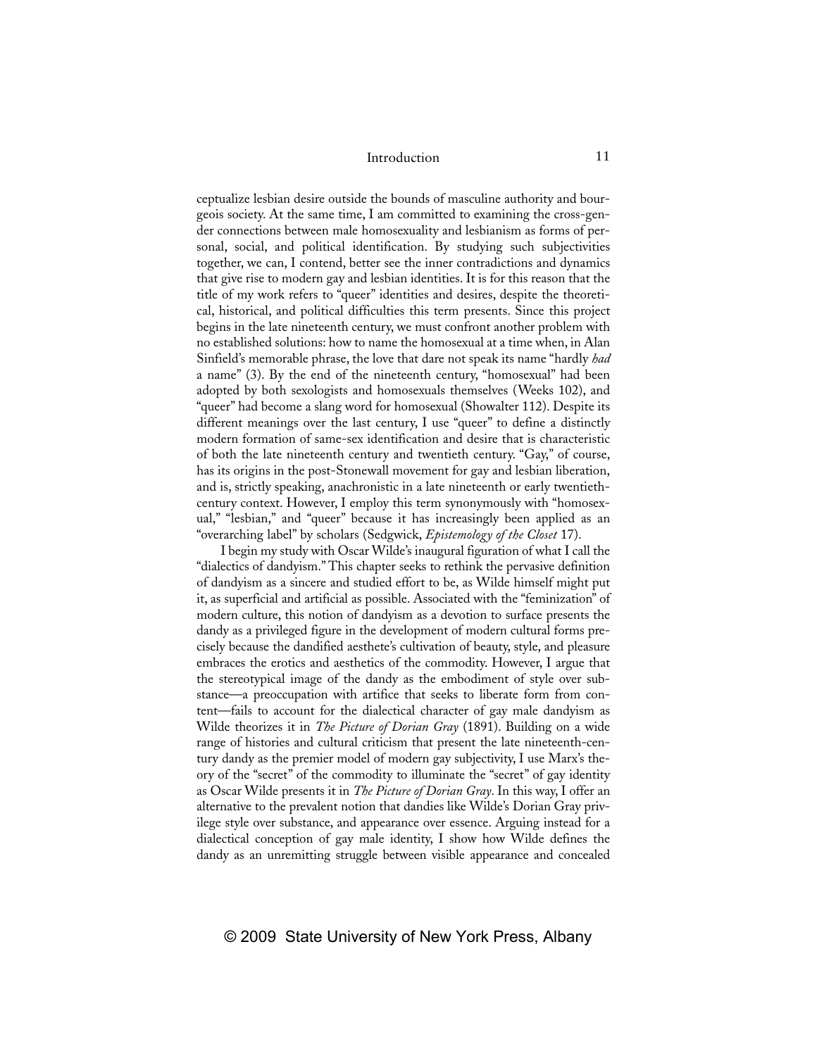ceptualize lesbian desire outside the bounds of masculine authority and bourgeois society. At the same time, I am committed to examining the cross-gender connections between male homosexuality and lesbianism as forms of personal, social, and political identification. By studying such subjectivities together, we can, I contend, better see the inner contradictions and dynamics that give rise to modern gay and lesbian identities. It is for this reason that the title of my work refers to "queer" identities and desires, despite the theoretical, historical, and political difficulties this term presents. Since this project begins in the late nineteenth century, we must confront another problem with no established solutions: how to name the homosexual at a time when, in Alan Sinfield's memorable phrase, the love that dare not speak its name "hardly *had* a name" (3). By the end of the nineteenth century, "homosexual" had been adopted by both sexologists and homosexuals themselves (Weeks 102), and "queer" had become a slang word for homosexual (Showalter 112). Despite its different meanings over the last century, I use "queer" to define a distinctly modern formation of same-sex identification and desire that is characteristic of both the late nineteenth century and twentieth century. "Gay," of course, has its origins in the post-Stonewall movement for gay and lesbian liberation, and is, strictly speaking, anachronistic in a late nineteenth or early twentieth-century context. However, I employ this term synonymously with "homosexual," "lesbian," and "queer" because it has increasingly been applied as an "overarching label" by scholars (Sedgwick, *Epistemology of the Closet* 17).

I begin my study with Oscar Wilde's inaugural figuration of what I call the "dialectics of dandyism." This chapter seeks to rethink the pervasive definition of dandyism as a sincere and studied effort to be, as Wilde himself might put it, as superficial and artificial as possible. Associated with the "feminization" of modern culture, this notion of dandyism as a devotion to surface presents the dandy as a privileged figure in the development of modern cultural forms precisely because the dandified aesthete's cultivation of beauty, style, and pleasure embraces the erotics and aesthetics of the commodity. However, I argue that the stereotypical image of the dandy as the embodiment of style over substance—a preoccupation with artifice that seeks to liberate form from content—fails to account for the dialectical character of gay male dandyism as Wilde theorizes it in *The Picture of Dorian Gray* (1891). Building on a wide range of histories and cultural criticism that present the late nineteenth-century dandy as the premier model of modern gay subjectivity, I use Marx's theory of the "secret" of the commodity to illuminate the "secret" of gay identity as Oscar Wilde presents it in *The Picture of Dorian Gray*. In this way, I offer an alternative to the prevalent notion that dandies like Wilde's Dorian Gray privilege style over substance, and appearance over essence. Arguing instead for a dialectical conception of gay male identity, I show how Wilde defines the dandy as an unremitting struggle between visible appearance and concealed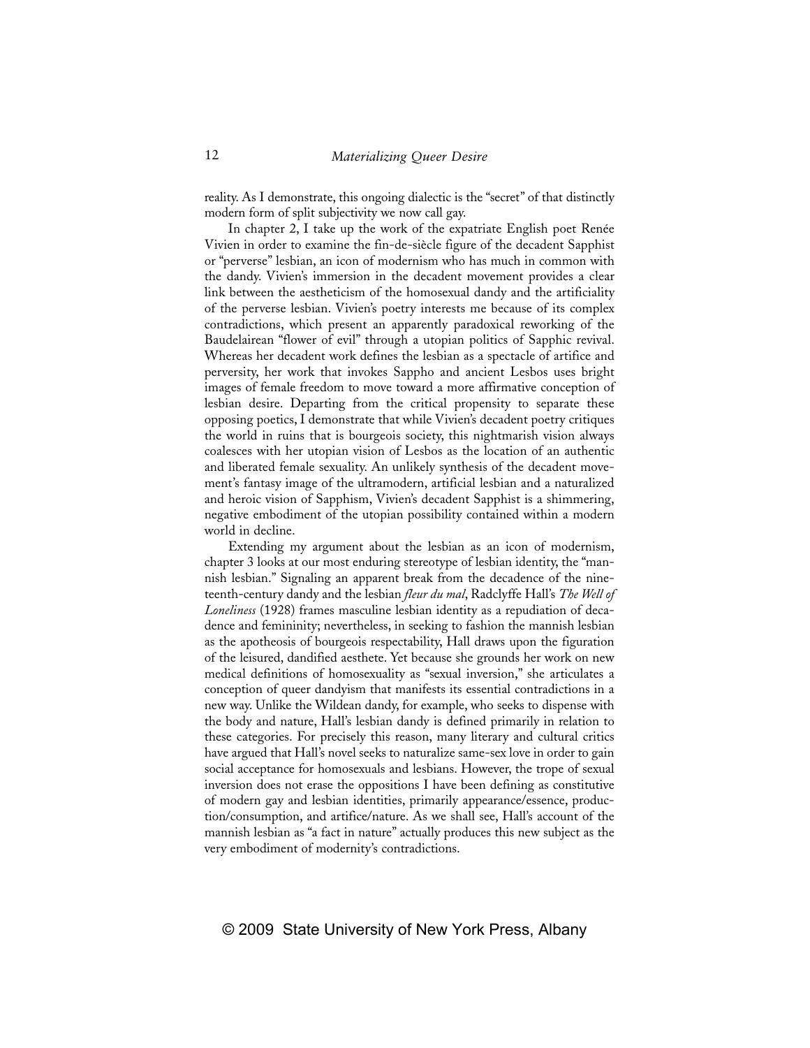reality. As I demonstrate, this ongoing dialectic is the "secret" of that distinctly modern form of split subjectivity we now call gay.

In chapter 2, I take up the work of the expatriate English poet Renée Vivien in order to examine the fin-de-siècle figure of the decadent Sapphist or "perverse" lesbian, an icon of modernism who has much in common with the dandy. Vivien's immersion in the decadent movement provides a clear link between the aestheticism of the homosexual dandy and the artificiality of the perverse lesbian. Vivien's poetry interests me because of its complex contradictions, which present an apparently paradoxical reworking of the Baudelairean "flower of evil" through a utopian politics of Sapphic revival. Whereas her decadent work defines the lesbian as a spectacle of artifice and perversity, her work that invokes Sappho and ancient Lesbos uses bright images of female freedom to move toward a more affirmative conception of lesbian desire. Departing from the critical propensity to separate these opposing poetics, I demonstrate that while Vivien's decadent poetry critiques the world in ruins that is bourgeois society, this nightmarish vision always coalesces with her utopian vision of Lesbos as the location of an authentic and liberated female sexuality. An unlikely synthesis of the decadent movement's fantasy image of the ultramodern, artificial lesbian and a naturalized and heroic vision of Sapphism, Vivien's decadent Sapphist is a shimmering, negative embodiment of the utopian possibility contained within a modern world in decline.

Extending my argument about the lesbian as an icon of modernism, chapter 3 looks at our most enduring stereotype of lesbian identity, the "mannish lesbian." Signaling an apparent break from the decadence of the nineteenth-century dandy and the lesbian *fleur du mal*, Radclyffe Hall's *The Well of Loneliness* (1928) frames masculine lesbian identity as a repudiation of decadence and femininity; nevertheless, in seeking to fashion the mannish lesbian as the apotheosis of bourgeois respectability, Hall draws upon the figuration of the leisured, dandified aesthete. Yet because she grounds her work on new medical definitions of homosexuality as "sexual inversion," she articulates a conception of queer dandyism that manifests its essential contradictions in a new way. Unlike the Wildean dandy, for example, who seeks to dispense with the body and nature, Hall's lesbian dandy is defined primarily in relation to these categories. For precisely this reason, many literary and cultural critics have argued that Hall's novel seeks to naturalize same-sex love in order to gain social acceptance for homosexuals and lesbians. However, the trope of sexual inversion does not erase the oppositions I have been defining as constitutive of modern gay and lesbian identities, primarily appearance/essence, production/consumption, and artifice/nature. As we shall see, Hall's account of the mannish lesbian as "a fact in nature" actually produces this new subject as the very embodiment of modernity's contradictions.

© 2009 State University of New York Press, Albany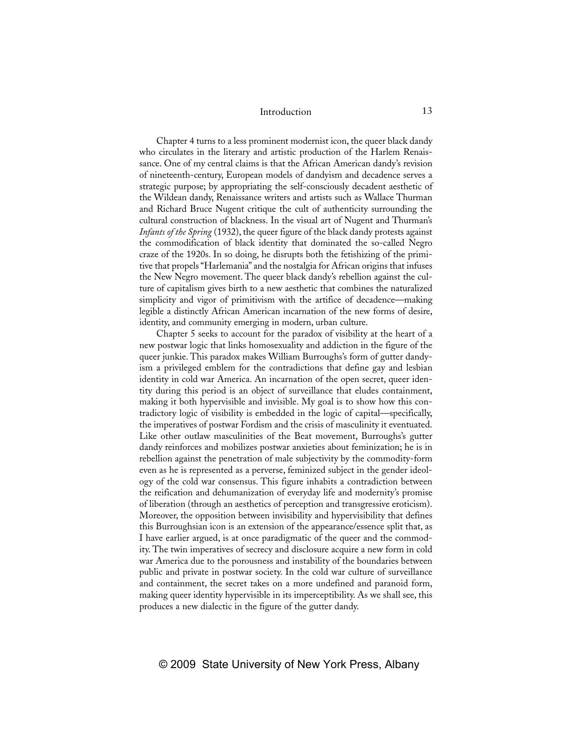Chapter 4 turns to a less prominent modernist icon, the queer black dandy who circulates in the literary and artistic production of the Harlem Renaissance. One of my central claims is that the African American dandy's revision of nineteenth-century, European models of dandyism and decadence serves a strategic purpose; by appropriating the self-consciously decadent aesthetic of the Wildean dandy, Renaissance writers and artists such as Wallace Thurman and Richard Bruce Nugent critique the cult of authenticity surrounding the cultural construction of blackness. In the visual art of Nugent and Thurman's *Infants of the Spring* (1932), the queer figure of the black dandy protests against the commodification of black identity that dominated the so-called Negro craze of the 1920s. In so doing, he disrupts both the fetishizing of the primitive that propels "Harlemania" and the nostalgia for African origins that infuses the New Negro movement. The queer black dandy's rebellion against the culture of capitalism gives birth to a new aesthetic that combines the naturalized simplicity and vigor of primitivism with the artifice of decadence—making legible a distinctly African American incarnation of the new forms of desire, identity, and community emerging in modern, urban culture.

Chapter 5 seeks to account for the paradox of visibility at the heart of a new postwar logic that links homosexuality and addiction in the figure of the queer junkie. This paradox makes William Burroughs's form of gutter dandyism a privileged emblem for the contradictions that define gay and lesbian identity in cold war America. An incarnation of the open secret, queer identity during this period is an object of surveillance that eludes containment, making it both hypervisible and invisible. My goal is to show how this contradictory logic of visibility is embedded in the logic of capital—specifically, the imperatives of postwar Fordism and the crisis of masculinity it eventuated. Like other outlaw masculinities of the Beat movement, Burroughs's gutter dandy reinforces and mobilizes postwar anxieties about feminization; he is in rebellion against the penetration of male subjectivity by the commodity-form even as he is represented as a perverse, feminized subject in the gender ideology of the cold war consensus. This figure inhabits a contradiction between the reification and dehumanization of everyday life and modernity's promise of liberation (through an aesthetics of perception and transgressive eroticism). Moreover, the opposition between invisibility and hypervisibility that defines this Burroughsian icon is an extension of the appearance/essence split that, as I have earlier argued, is at once paradigmatic of the queer and the commodity. The twin imperatives of secrecy and disclosure acquire a new form in cold war America due to the porousness and instability of the boundaries between public and private in postwar society. In the cold war culture of surveillance and containment, the secret takes on a more undefined and paranoid form, making queer identity hypervisible in its imperceptibility. As we shall see, this produces a new dialectic in the figure of the gutter dandy.

© 2009 State University of New York Press, Albany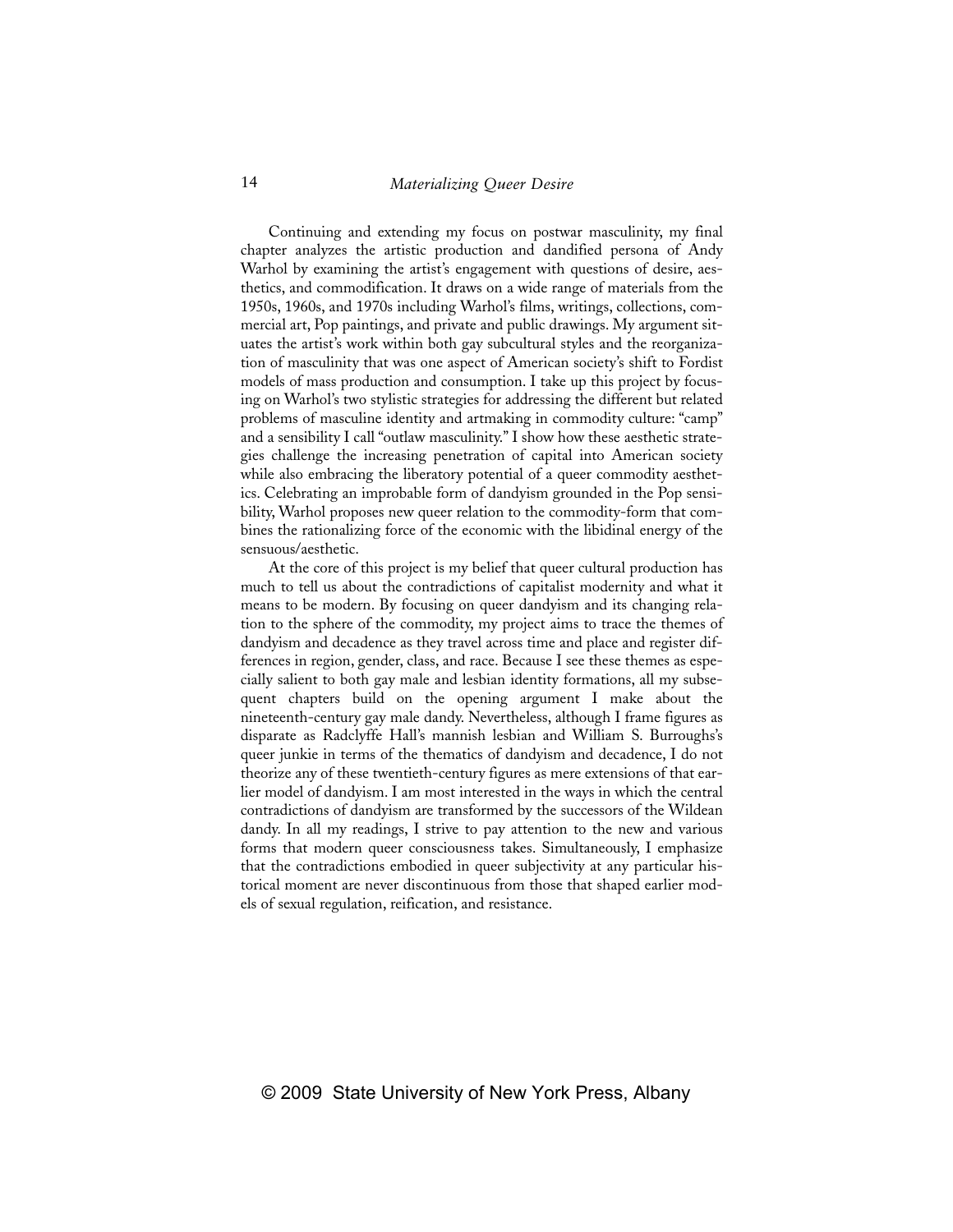Continuing and extending my focus on postwar masculinity, my final chapter analyzes the artistic production and dandified persona of Andy Warhol by examining the artist's engagement with questions of desire, aesthetics, and commodification. It draws on a wide range of materials from the 1950s, 1960s, and 1970s including Warhol's films, writings, collections, commercial art, Pop paintings, and private and public drawings. My argument situates the artist's work within both gay subcultural styles and the reorganization of masculinity that was one aspect of American society's shift to Fordist models of mass production and consumption. I take up this project by focusing on Warhol's two stylistic strategies for addressing the different but related problems of masculine identity and artmaking in commodity culture: "camp" and a sensibility I call "outlaw masculinity." I show how these aesthetic strategies challenge the increasing penetration of capital into American society while also embracing the liberatory potential of a queer commodity aesthetics. Celebrating an improbable form of dandyism grounded in the Pop sensibility, Warhol proposes new queer relation to the commodity-form that combines the rationalizing force of the economic with the libidinal energy of the sensuous/aesthetic.

At the core of this project is my belief that queer cultural production has much to tell us about the contradictions of capitalist modernity and what it means to be modern. By focusing on queer dandyism and its changing relation to the sphere of the commodity, my project aims to trace the themes of dandyism and decadence as they travel across time and place and register differences in region, gender, class, and race. Because I see these themes as especially salient to both gay male and lesbian identity formations, all my subsequent chapters build on the opening argument I make about the nineteenth-century gay male dandy. Nevertheless, although I frame figures as disparate as Radclyffe Hall's mannish lesbian and William S. Burroughs's queer junkie in terms of the thematics of dandyism and decadence, I do not theorize any of these twentieth-century figures as mere extensions of that earlier model of dandyism. I am most interested in the ways in which the central contradictions of dandyism are transformed by the successors of the Wildean dandy. In all my readings, I strive to pay attention to the new and various forms that modern queer consciousness takes. Simultaneously, I emphasize that the contradictions embodied in queer subjectivity at any particular historical moment are never discontinuous from those that shaped earlier models of sexual regulation, reification, and resistance.

© 2009 State University of New York Press, Albany